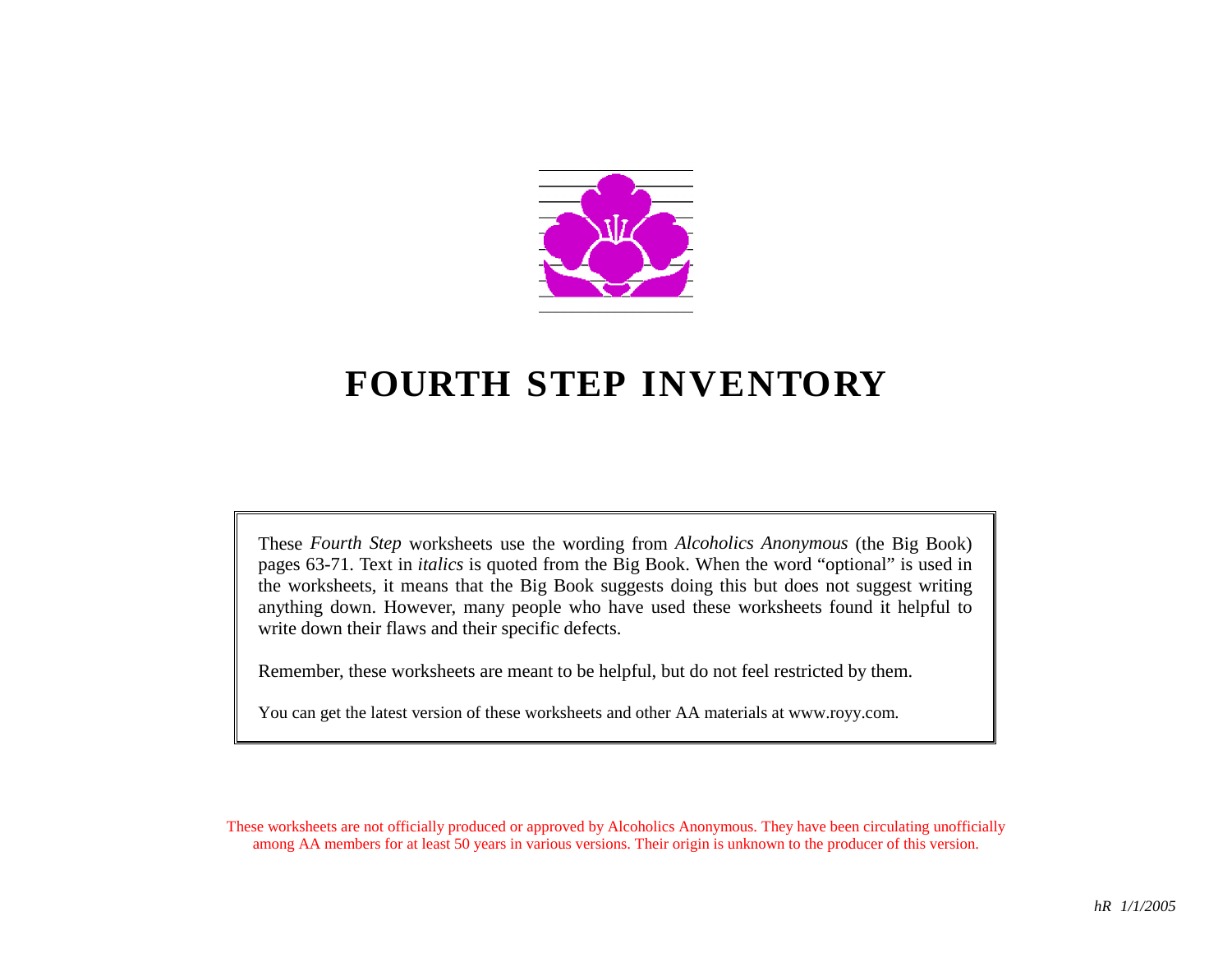# FOURTH STEP INVENTORY

These *Fourth Step* worksheets use the wording from *Alcoholics Anonymous* (the Big Book) pages 63-71. Text in *italics* is quoted from the Big Book. When the word "optional" is used in the worksheets, it means that the Big Book suggests doing this but does not suggest writing anything down. However, many people who have used these worksheets found it helpful to write down their flaws and their specific defects.

Remember, these worksheets are meant to be helpful, but do not feel restricted by them.

You can get the latest version of these worksheets and other AA materials at www.royy.com.

These worksheets are not officially produced or approved by Alcoholics Anonymous. They have been circulating unofficially among AA members for at least 50 years in various versions. Their origin is unknown to the producer of this version.

*hR 1/1/2005*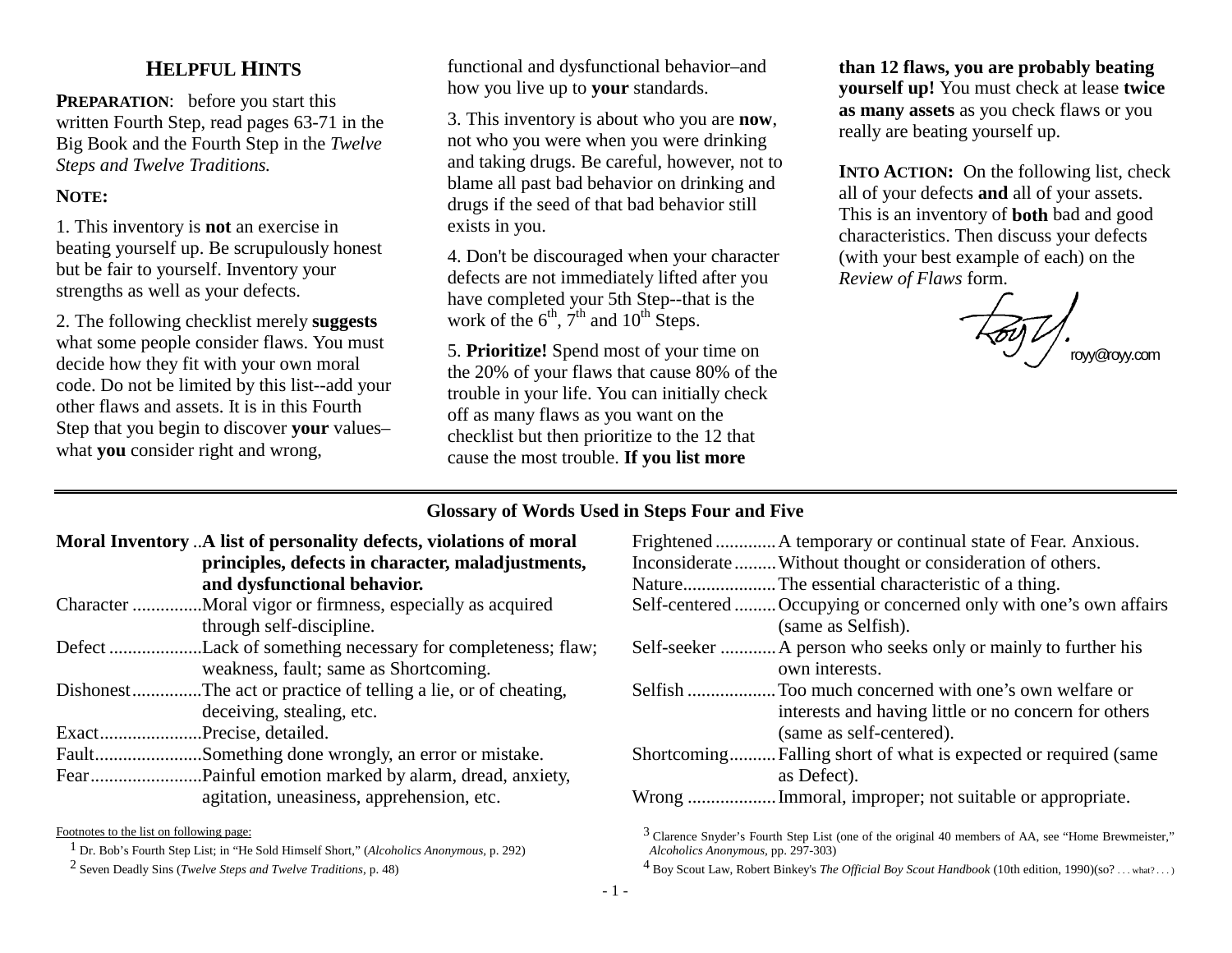## HELPFUL HINTS

**PREPARATION**: before you start this written Fourth Step, read pages 63-71 in the Big Book and the Fourth Step in the *Twelve Steps and Twelve Traditions.*

**NOTE:**

1. This inventory is **not** an exercise in beating yourself up. Be scrupulously honest but be fair to yourself. Inventory your strengths as well as your defects.

2. The following checklist merely **suggests** what some people consider flaws. You must decide how they fit with your own moral code. Do not be limited by this list--add your other flaws and assets. It is in this Fourth Step that you begin to discover **your** values–what **you** consider right and wrong, functional and dysfunctional behavior–and how you live up to **your** standards.

3. This inventory is about who you are **now**, not who you were when you were drinking and taking drugs. Be careful, however, not to blame all past bad behavior on drinking and drugs if the seed of that bad behavior still exists in you.

4. Don't be discouraged when your character defects are not immediately lifted after you have completed your 5th Step--that is the work of the 6th, 7th and 10th Steps.

5. **Prioritize!** Spend most of your time on the 20% of your flaws that cause 80% of the trouble in your life. You can initially check off as many flaws as you want on the checklist but then prioritize to the 12 that cause the most trouble. **If you list more than 12 flaws, you are probably beating yourself up!** You must check at lease **twice as many assets** as you check flaws or you really are beating yourself up.

**INTO ACTION:** On the following list, check all of your defects **and** all of your assets. This is an inventory of **both** bad and good characteristics. Then discuss your defects (with your best example of each) on the *Review of Flaws* form.

Royy
royy@royy.com

---

### Glossary of Words Used in Steps Four and Five

| Term | Definition |
|---|---|
| **Moral Inventory** | **A list of personality defects, violations of moral principles, defects in character, maladjustments, and dysfunctional behavior.** |
| Character | Moral vigor or firmness, especially as acquired through self-discipline. |
| Defect | Lack of something necessary for completeness; flaw; weakness, fault; same as Shortcoming. |
| Dishonest | The act or practice of telling a lie, or of cheating, deceiving, stealing, etc. |
| Exact | Precise, detailed. |
| Fault | Something done wrongly, an error or mistake. |
| Fear | Painful emotion marked by alarm, dread, anxiety, agitation, uneasiness, apprehension, etc. |
| Frightened | A temporary or continual state of Fear. Anxious. |
| Inconsiderate | Without thought or consideration of others. |
| Nature | The essential characteristic of a thing. |
| Self-centered | Occupying or concerned only with one's own affairs (same as Selfish). |
| Self-seeker | A person who seeks only or mainly to further his own interests. |
| Selfish | Too much concerned with one's own welfare or interests and having little or no concern for others (same as self-centered). |
| Shortcoming | Falling short of what is expected or required (same as Defect). |
| Wrong | Immoral, improper; not suitable or appropriate. |

Footnotes to the list on following page:

[1] Dr. Bob's Fourth Step List; in "He Sold Himself Short," (*Alcoholics Anonymous*, p. 292)

[2] Seven Deadly Sins (*Twelve Steps and Twelve Traditions*, p. 48)

[3] Clarence Snyder's Fourth Step List (one of the original 40 members of AA, see "Home Brewmeister," *Alcoholics Anonymous*, pp. 297-303)

[4] Boy Scout Law, Robert Binkey's *The Official Boy Scout Handbook* (10th edition, 1990)(so? . . . what? . . . )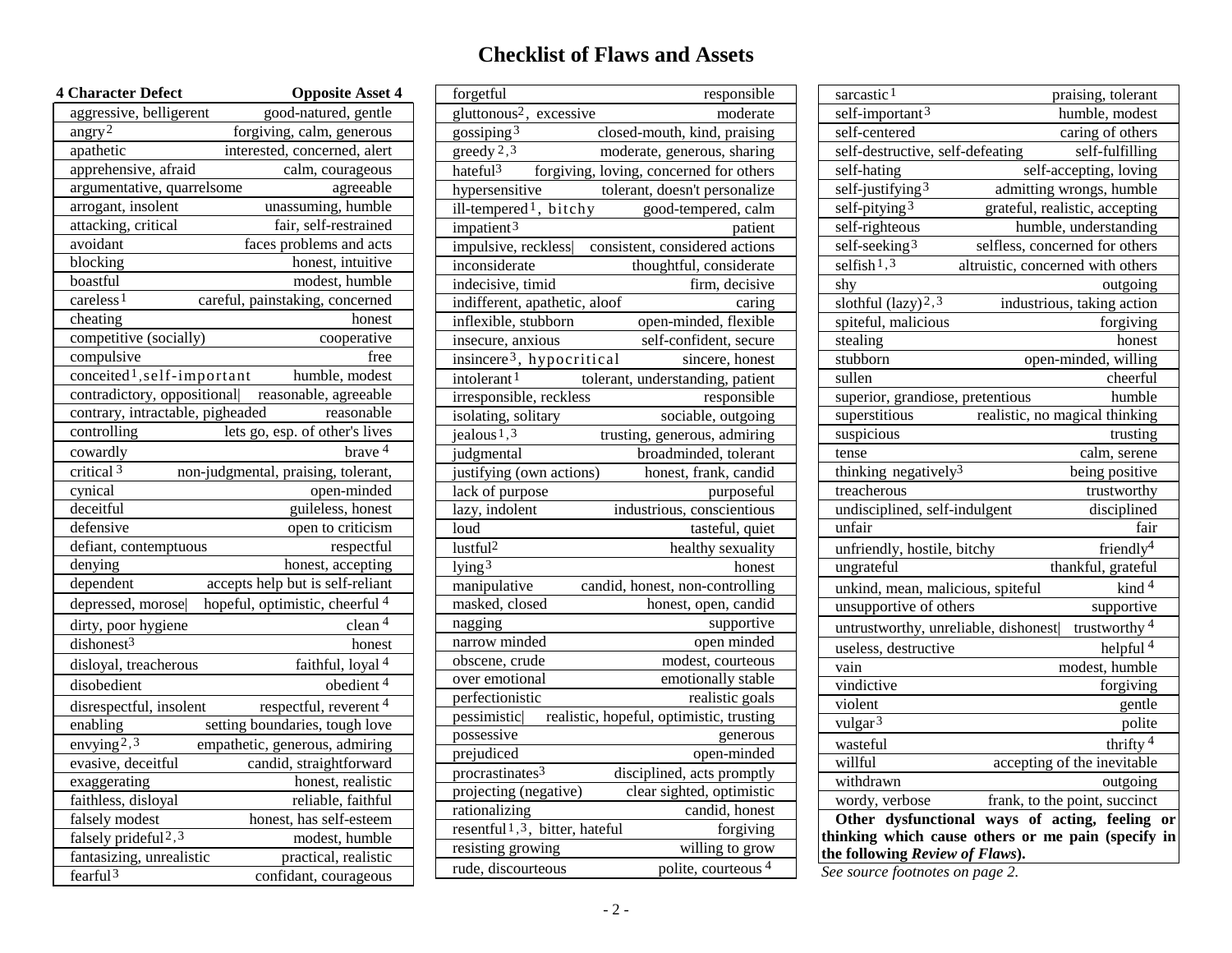# Checklist of Flaws and Assets

| 4 Character Defect | Opposite Asset 4 |
| --- | --- |
| aggressive, belligerent | good-natured, gentle |
| angry[2] | forgiving, calm, generous |
| apathetic | interested, concerned, alert |
| apprehensive, afraid | calm, courageous |
| argumentative, quarrelsome | agreeable |
| arrogant, insolent | unassuming, humble |
| attacking, critical | fair, self-restrained |
| avoidant | faces problems and acts |
| blocking | honest, intuitive |
| boastful | modest, humble |
| careless[1] | careful, painstaking, concerned |
| cheating | honest |
| competitive (socially) | cooperative |
| compulsive | free |
| conceited[1], self-important | humble, modest |
| contradictory, oppositional | reasonable, agreeable |
| contrary, intractable, pigheaded | reasonable |
| controlling | lets go, esp. of other's lives |
| cowardly | brave [4] |
| critical [3] | non-judgmental, praising, tolerant, |
| cynical | open-minded |
| deceitful | guileless, honest |
| defensive | open to criticism |
| defiant, contemptuous | respectful |
| denying | honest, accepting |
| dependent | accepts help but is self-reliant |
| depressed, morose | hopeful, optimistic, cheerful [4] |
| dirty, poor hygiene | clean [4] |
| dishonest[3] | honest |
| disloyal, treacherous | faithful, loyal [4] |
| disobedient | obedient [4] |
| disrespectful, insolent | respectful, reverent [4] |
| enabling | setting boundaries, tough love |
| envying[2,3] | empathetic, generous, admiring |
| evasive, deceitful | candid, straightforward |
| exaggerating | honest, realistic |
| faithless, disloyal | reliable, faithful |
| falsely modest | honest, has self-esteem |
| falsely prideful[2,3] | modest, humble |
| fantasizing, unrealistic | practical, realistic |
| fearful[3] | confidant, courageous |
| forgetful | responsible |
| gluttonous[2], excessive | moderate |
| gossiping[3] | closed-mouth, kind, praising |
| greedy[2,3] | moderate, generous, sharing |
| hateful[3] | forgiving, loving, concerned for others |
| hypersensitive | tolerant, doesn't personalize |
| ill-tempered[1], bitchy | good-tempered, calm |
| impatient[3] | patient |
| impulsive, reckless | consistent, considered actions |
| inconsiderate | thoughtful, considerate |
| indecisive, timid | firm, decisive |
| indifferent, apathetic, aloof | caring |
| inflexible, stubborn | open-minded, flexible |
| insecure, anxious | self-confident, secure |
| insincere[3], hypocritical | sincere, honest |
| intolerant[1] | tolerant, understanding, patient |
| irresponsible, reckless | responsible |
| isolating, solitary | sociable, outgoing |
| jealous[1,3] | trusting, generous, admiring |
| judgmental | broadminded, tolerant |
| justifying (own actions) | honest, frank, candid |
| lack of purpose | purposeful |
| lazy, indolent | industrious, conscientious |
| loud | tasteful, quiet |
| lustful[2] | healthy sexuality |
| lying[3] | honest |
| manipulative | candid, honest, non-controlling |
| masked, closed | honest, open, candid |
| nagging | supportive |
| narrow minded | open minded |
| obscene, crude | modest, courteous |
| over emotional | emotionally stable |
| perfectionistic | realistic goals |
| pessimistic | realistic, hopeful, optimistic, trusting |
| possessive | generous |
| prejudiced | open-minded |
| procrastinates[3] | disciplined, acts promptly |
| projecting (negative) | clear sighted, optimistic |
| rationalizing | candid, honest |
| resentful[1,3], bitter, hateful | forgiving |
| resisting growing | willing to grow |
| rude, discourteous | polite, courteous [4] |
| sarcastic[1] | praising, tolerant |
| self-important[3] | humble, modest |
| self-centered | caring of others |
| self-destructive, self-defeating | self-fulfilling |
| self-hating | self-accepting, loving |
| self-justifying[3] | admitting wrongs, humble |
| self-pitying[3] | grateful, realistic, accepting |
| self-righteous | humble, understanding |
| self-seeking[3] | selfless, concerned for others |
| selfish[1,3] | altruistic, concerned with others |
| shy | outgoing |
| slothful (lazy)[2,3] | industrious, taking action |
| spiteful, malicious | forgiving |
| stealing | honest |
| stubborn | open-minded, willing |
| sullen | cheerful |
| superior, grandiose, pretentious | humble |
| superstitious | realistic, no magical thinking |
| suspicious | trusting |
| tense | calm, serene |
| thinking negatively[3] | being positive |
| treacherous | trustworthy |
| undisciplined, self-indulgent | disciplined |
| unfair | fair |
| unfriendly, hostile, bitchy | friendly[4] |
| ungrateful | thankful, grateful |
| unkind, mean, malicious, spiteful | kind [4] |
| unsupportive of others | supportive |
| untrustworthy, unreliable, dishonest | trustworthy [4] |
| useless, destructive | helpful [4] |
| vain | modest, humble |
| vindictive | forgiving |
| violent | gentle |
| vulgar[3] | polite |
| wasteful | thrifty [4] |
| willful | accepting of the inevitable |
| withdrawn | outgoing |
| wordy, verbose | frank, to the point, succinct |

**Other dysfunctional ways of acting, feeling or thinking which cause others or me pain (specify in the following *Review of Flaws*).**

*See source footnotes on page 2.*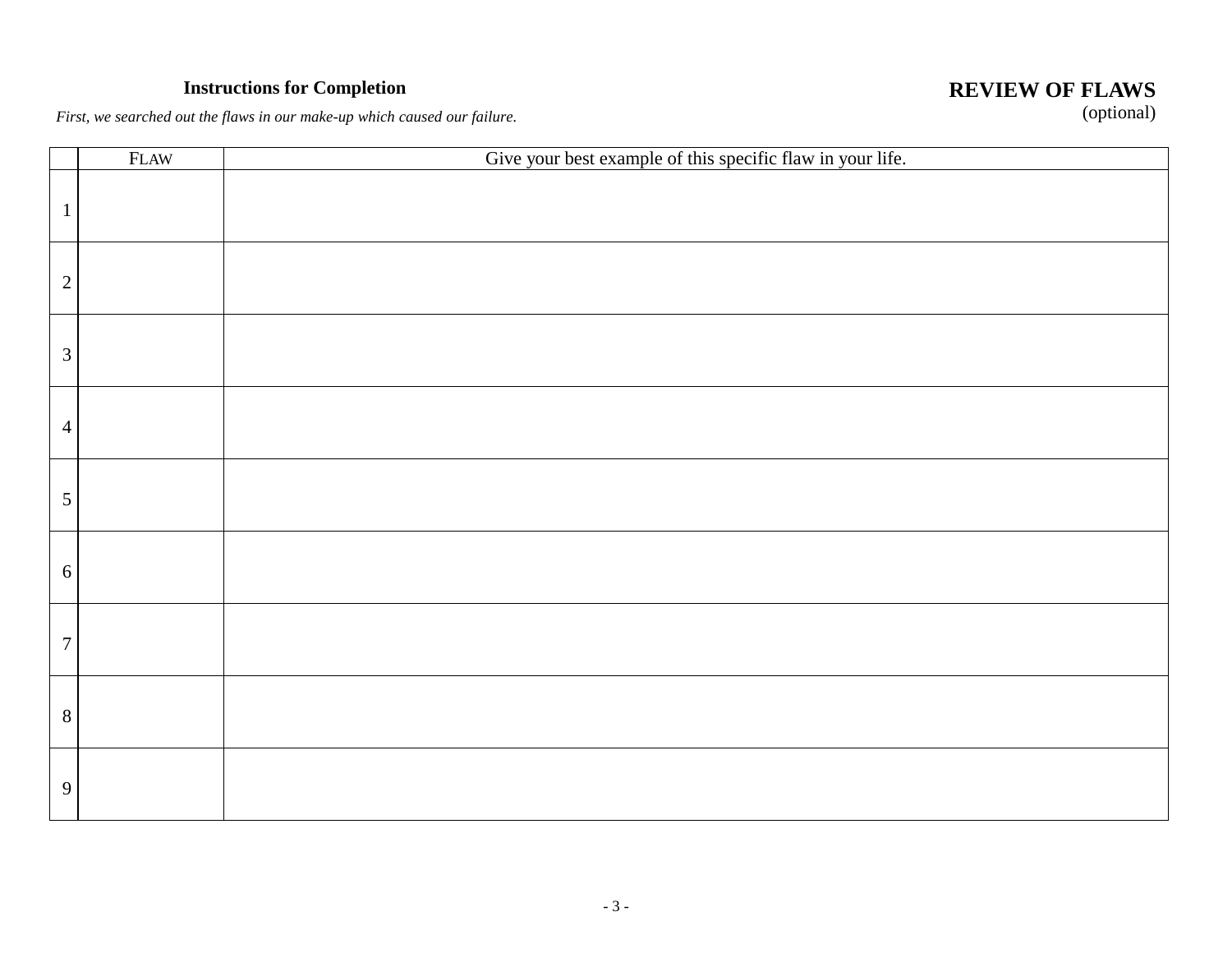**Instructions for Completion**

*First, we searched out the flaws in our make-up which caused our failure.*

## REVIEW OF FLAWS
(optional)

| | FLAW | Give your best example of this specific flaw in your life. |
|---|---|---|
| 1 | | |
| 2 | | |
| 3 | | |
| 4 | | |
| 5 | | |
| 6 | | |
| 7 | | |
| 8 | | |
| 9 | | |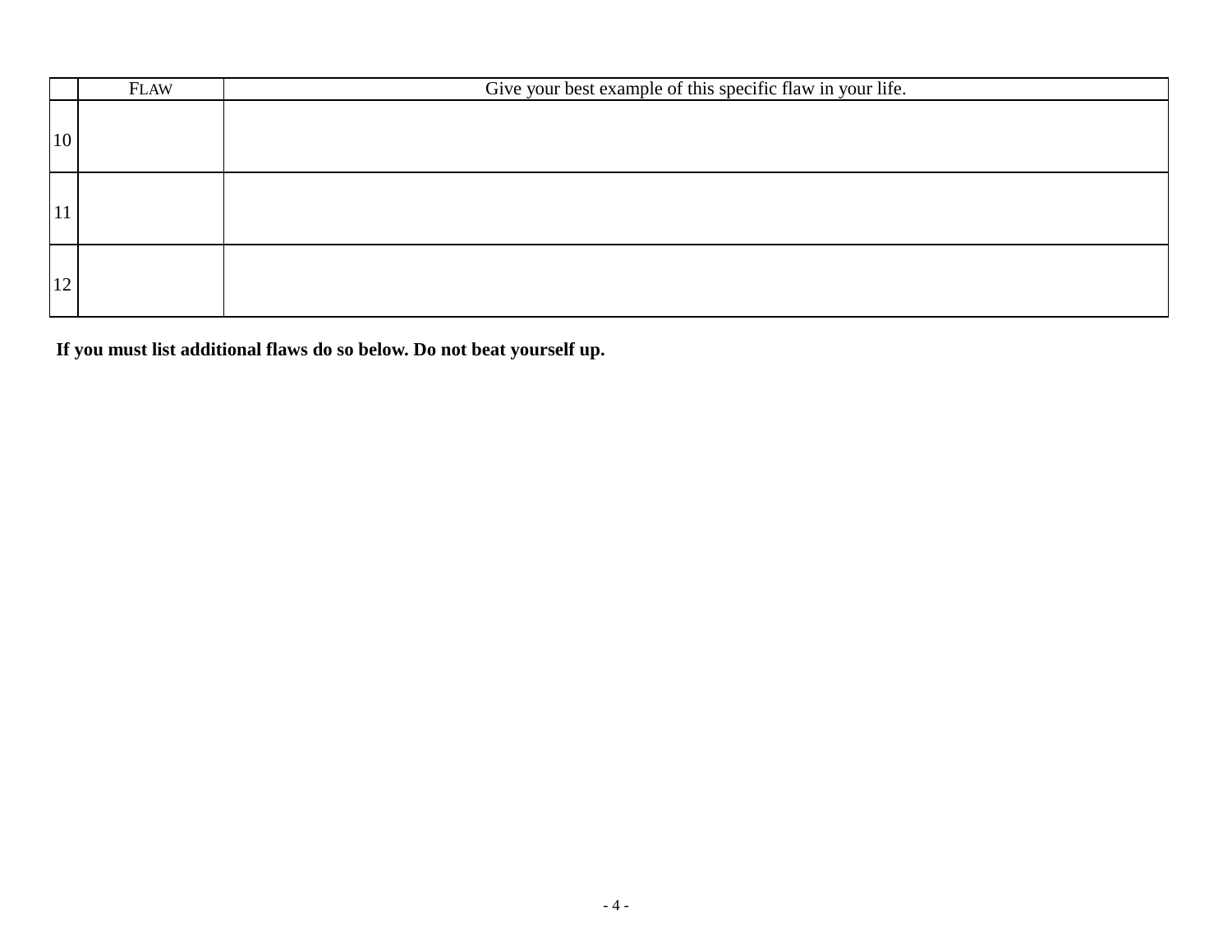| | FLAW | Give your best example of this specific flaw in your life. |
|---|---|---|
| 10 | | |
| 11 | | |
| 12 | | |

**If you must list additional flaws do so below. Do not beat yourself up.**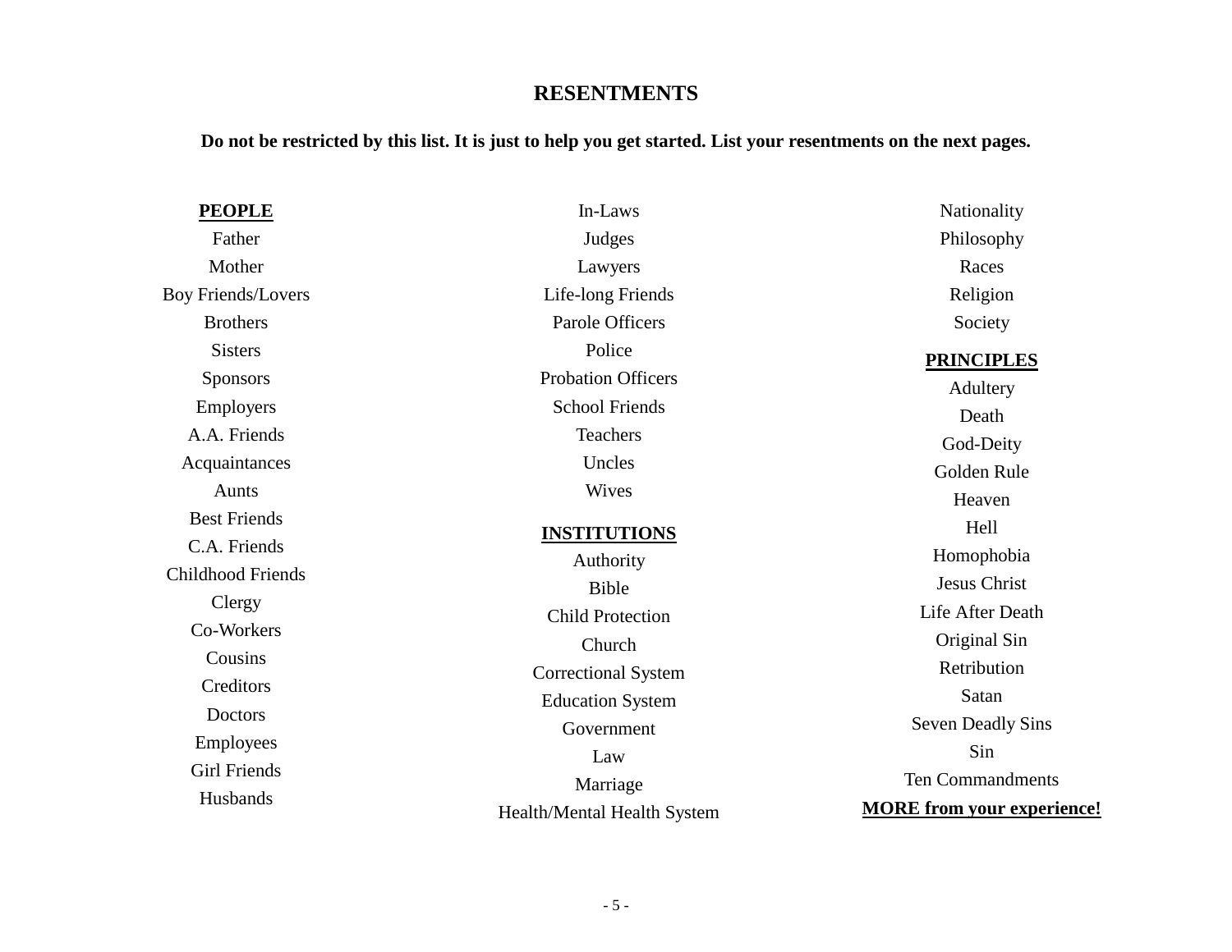# RESENTMENTS

**Do not be restricted by this list. It is just to help you get started. List your resentments on the next pages.**

**PEOPLE**

Father
Mother
Boy Friends/Lovers
Brothers
Sisters
Sponsors
Employers
A.A. Friends
Acquaintances
Aunts
Best Friends
C.A. Friends
Childhood Friends
Clergy
Co-Workers
Cousins
Creditors
Doctors
Employees
Girl Friends
Husbands
In-Laws
Judges
Lawyers
Life-long Friends
Parole Officers
Police
Probation Officers
School Friends
Teachers
Uncles
Wives

**INSTITUTIONS**

Authority
Bible
Child Protection
Church
Correctional System
Education System
Government
Law
Marriage
Health/Mental Health System
Nationality
Philosophy
Races
Religion
Society

**PRINCIPLES**

Adultery
Death
God-Deity
Golden Rule
Heaven
Hell
Homophobia
Jesus Christ
Life After Death
Original Sin
Retribution
Satan
Seven Deadly Sins
Sin
Ten Commandments

**MORE from your experience!**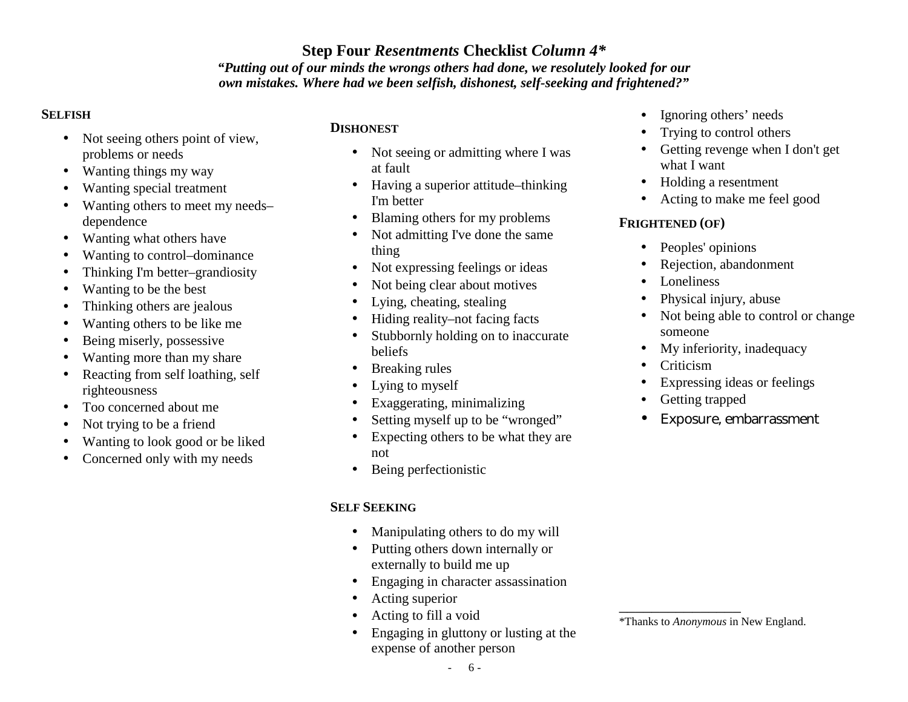# Step Four *Resentments* Checklist *Column 4**

***"Putting out of our minds the wrongs others had done, we resolutely looked for our own mistakes. Where had we been selfish, dishonest, self-seeking and frightened?"***

**SELFISH**

- Not seeing others point of view, problems or needs
- Wanting things my way
- Wanting special treatment
- Wanting others to meet my needs–dependence
- Wanting what others have
- Wanting to control–dominance
- Thinking I'm better–grandiosity
- Wanting to be the best
- Thinking others are jealous
- Wanting others to be like me
- Being miserly, possessive
- Wanting more than my share
- Reacting from self loathing, self righteousness
- Too concerned about me
- Not trying to be a friend
- Wanting to look good or be liked
- Concerned only with my needs

**DISHONEST**

- Not seeing or admitting where I was at fault
- Having a superior attitude–thinking I'm better
- Blaming others for my problems
- Not admitting I've done the same thing
- Not expressing feelings or ideas
- Not being clear about motives
- Lying, cheating, stealing
- Hiding reality–not facing facts
- Stubbornly holding on to inaccurate beliefs
- Breaking rules
- Lying to myself
- Exaggerating, minimalizing
- Setting myself up to be "wronged"
- Expecting others to be what they are not
- Being perfectionistic

**SELF SEEKING**

- Manipulating others to do my will
- Putting others down internally or externally to build me up
- Engaging in character assassination
- Acting superior
- Acting to fill a void
- Engaging in gluttony or lusting at the expense of another person
- Ignoring others' needs
- Trying to control others
- Getting revenge when I don't get what I want
- Holding a resentment
- Acting to make me feel good

**FRIGHTENED (OF)**

- Peoples' opinions
- Rejection, abandonment
- Loneliness
- Physical injury, abuse
- Not being able to control or change someone
- My inferiority, inadequacy
- Criticism
- Expressing ideas or feelings
- Getting trapped
- Exposure, embarrassment

*Thanks to *Anonymous* in New England.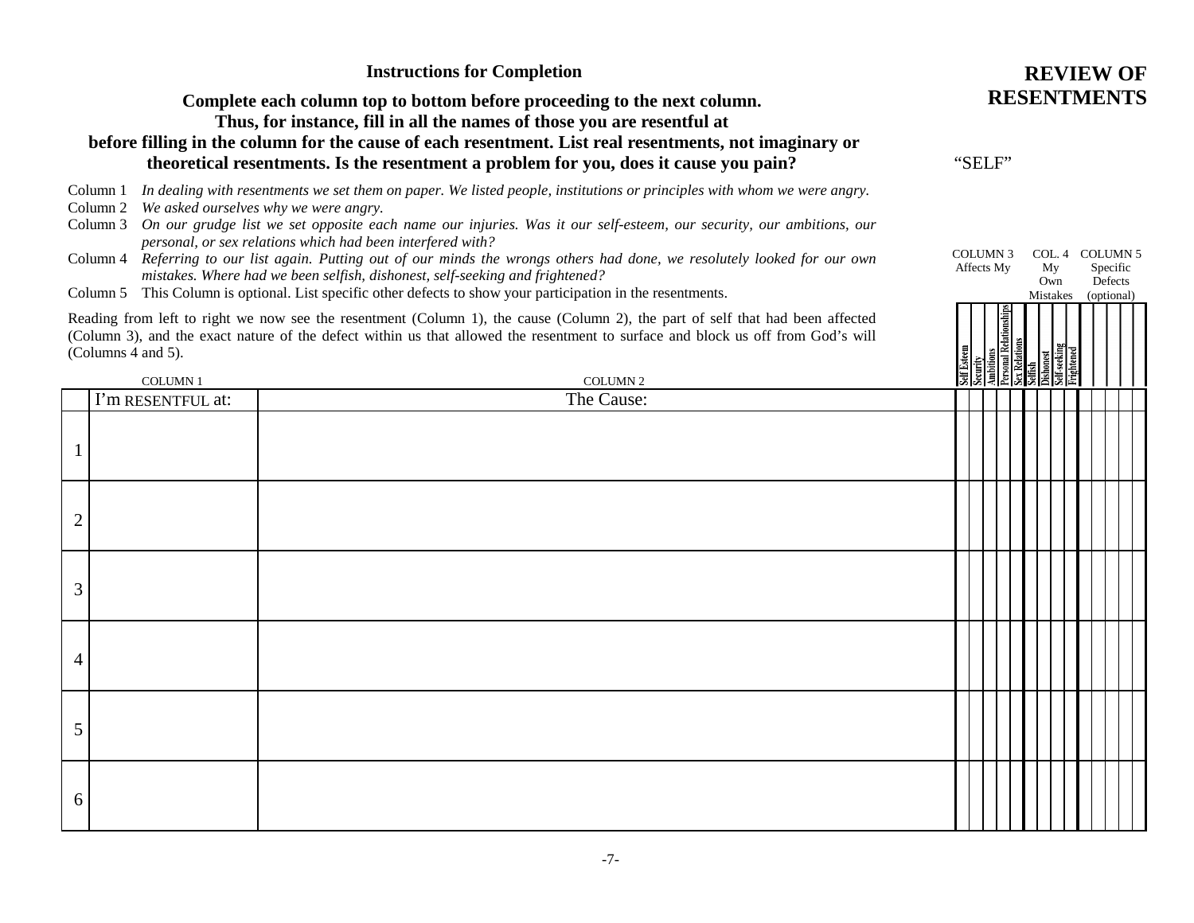# REVIEW OF RESENTMENTS

“SELF”

### Instructions for Completion

**Complete each column top to bottom before proceeding to the next column. Thus, for instance, fill in all the names of those you are resentful at before filling in the column for the cause of each resentment. List real resentments, not imaginary or theoretical resentments. Is the resentment a problem for you, does it cause you pain?**

Column 1 *In dealing with resentments we set them on paper. We listed people, institutions or principles with whom we were angry.*

Column 2 *We asked ourselves why we were angry.*

Column 3 *On our grudge list we set opposite each name our injuries. Was it our self-esteem, our security, our ambitions, our personal, or sex relations which had been interfered with?*

Column 4 *Referring to our list again. Putting out of our minds the wrongs others had done, we resolutely looked for our own mistakes. Where had we been selfish, dishonest, self-seeking and frightened?*

Column 5 This Column is optional. List specific other defects to show your participation in the resentments.

Reading from left to right we now see the resentment (Column 1), the cause (Column 2), the part of self that had been affected (Column 3), and the exact nature of the defect within us that allowed the resentment to surface and block us off from God’s will (Columns 4 and 5).

| | COLUMN 1 | COLUMN 2 | COLUMN 3 Affects My | | | | | | COL. 4 My Own Mistakes | | | | COLUMN 5 Specific Defects (optional) | | | | | |
|---|---|---|---|---|---|---|---|---|---|---|---|---|---|---|---|---|---|---|
| | I’m RESENTFUL at: | The Cause: | Self Esteem | Security | Ambitions | Personal Relationships | Sex Relations | | Selfish | Dishonest | Self-seeking | Frightened | | | | | | |
| 1 | | | | | | | | | | | | | | | | | | |
| 2 | | | | | | | | | | | | | | | | | | |
| 3 | | | | | | | | | | | | | | | | | | |
| 4 | | | | | | | | | | | | | | | | | | |
| 5 | | | | | | | | | | | | | | | | | | |
| 6 | | | | | | | | | | | | | | | | | | |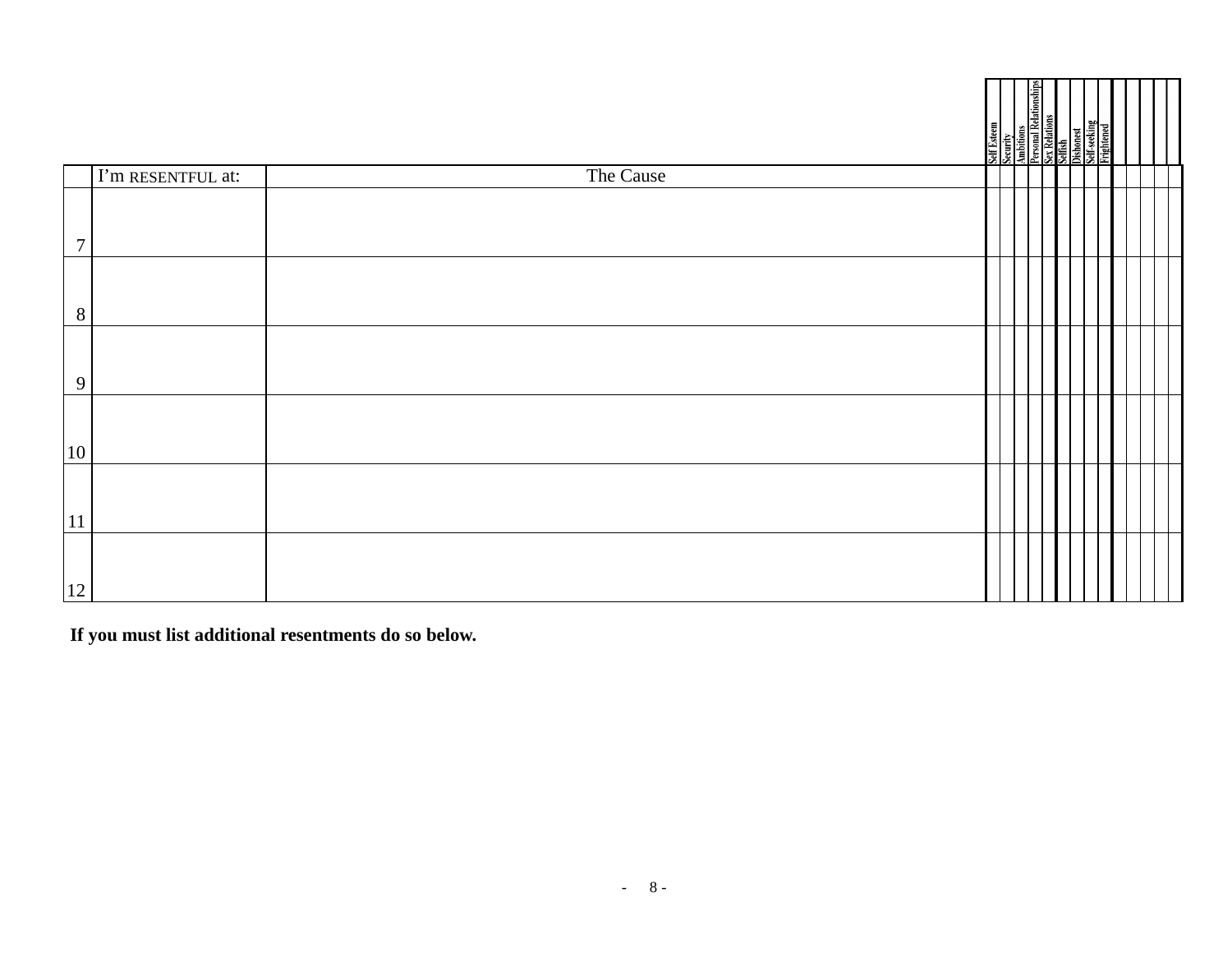| | I'm RESENTFUL at: | The Cause | Self Esteem | Security | Ambitions | Personal Relationships | Sex Relations | Selfish | Dishonest | Self-seeking | Frightened | | | | | |
|---|---|---|---|---|---|---|---|---|---|---|---|---|---|---|---|---|
| 7 | | | | | | | | | | | | | | | | |
| 8 | | | | | | | | | | | | | | | | |
| 9 | | | | | | | | | | | | | | | | |
| 10 | | | | | | | | | | | | | | | | |
| 11 | | | | | | | | | | | | | | | | |
| 12 | | | | | | | | | | | | | | | | |

**If you must list additional resentments do so below.**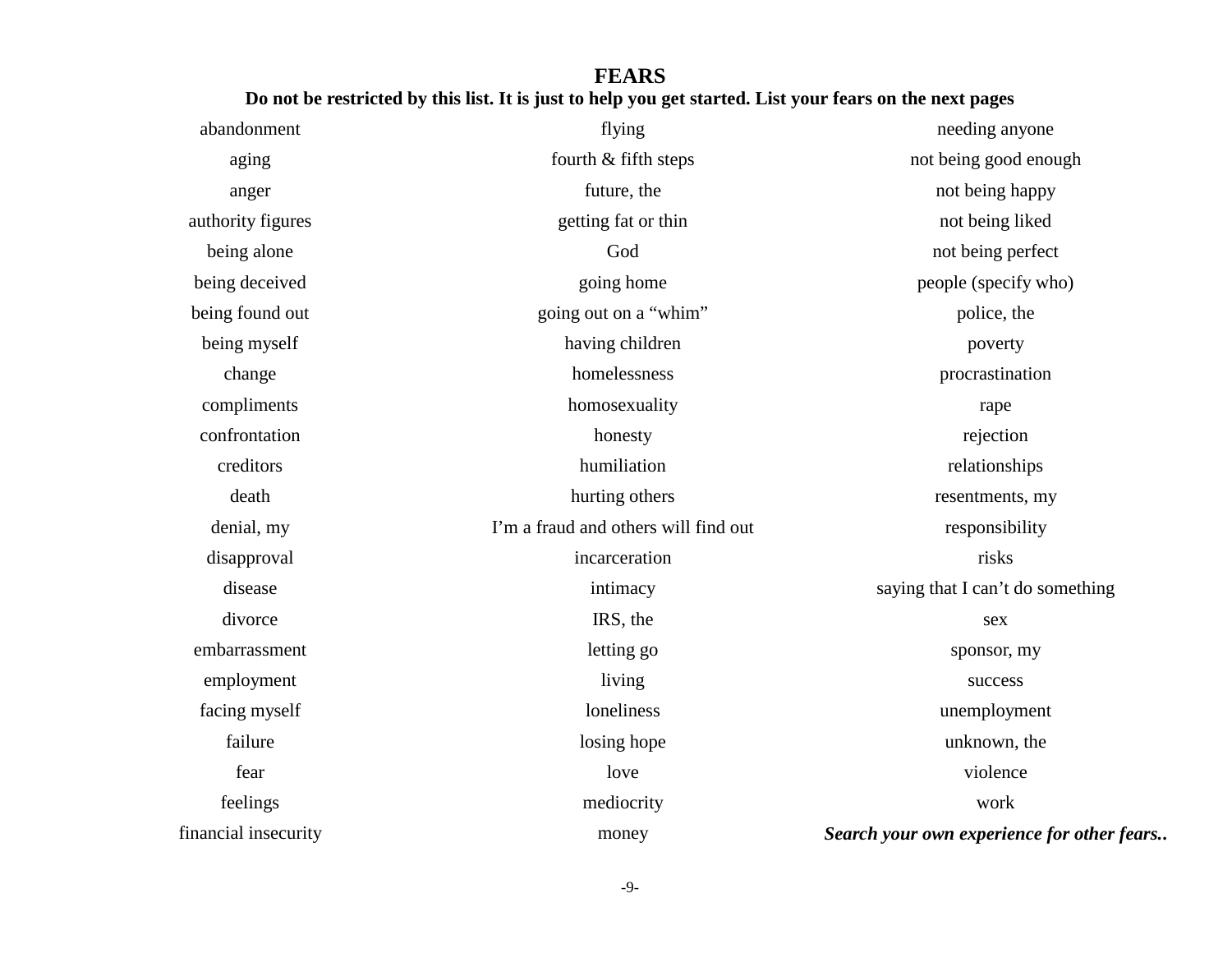# FEARS

**Do not be restricted by this list. It is just to help you get started. List your fears on the next pages**

| | | |
|---|---|---|
| abandonment | flying | needing anyone |
| aging | fourth & fifth steps | not being good enough |
| anger | future, the | not being happy |
| authority figures | getting fat or thin | not being liked |
| being alone | God | not being perfect |
| being deceived | going home | people (specify who) |
| being found out | going out on a “whim” | police, the |
| being myself | having children | poverty |
| change | homelessness | procrastination |
| compliments | homosexuality | rape |
| confrontation | honesty | rejection |
| creditors | humiliation | relationships |
| death | hurting others | resentments, my |
| denial, my | I’m a fraud and others will find out | responsibility |
| disapproval | incarceration | risks |
| disease | intimacy | saying that I can’t do something |
| divorce | IRS, the | sex |
| embarrassment | letting go | sponsor, my |
| employment | living | success |
| facing myself | loneliness | unemployment |
| failure | losing hope | unknown, the |
| fear | love | violence |
| feelings | mediocrity | work |
| financial insecurity | money | ***Search your own experience for other fears..*** |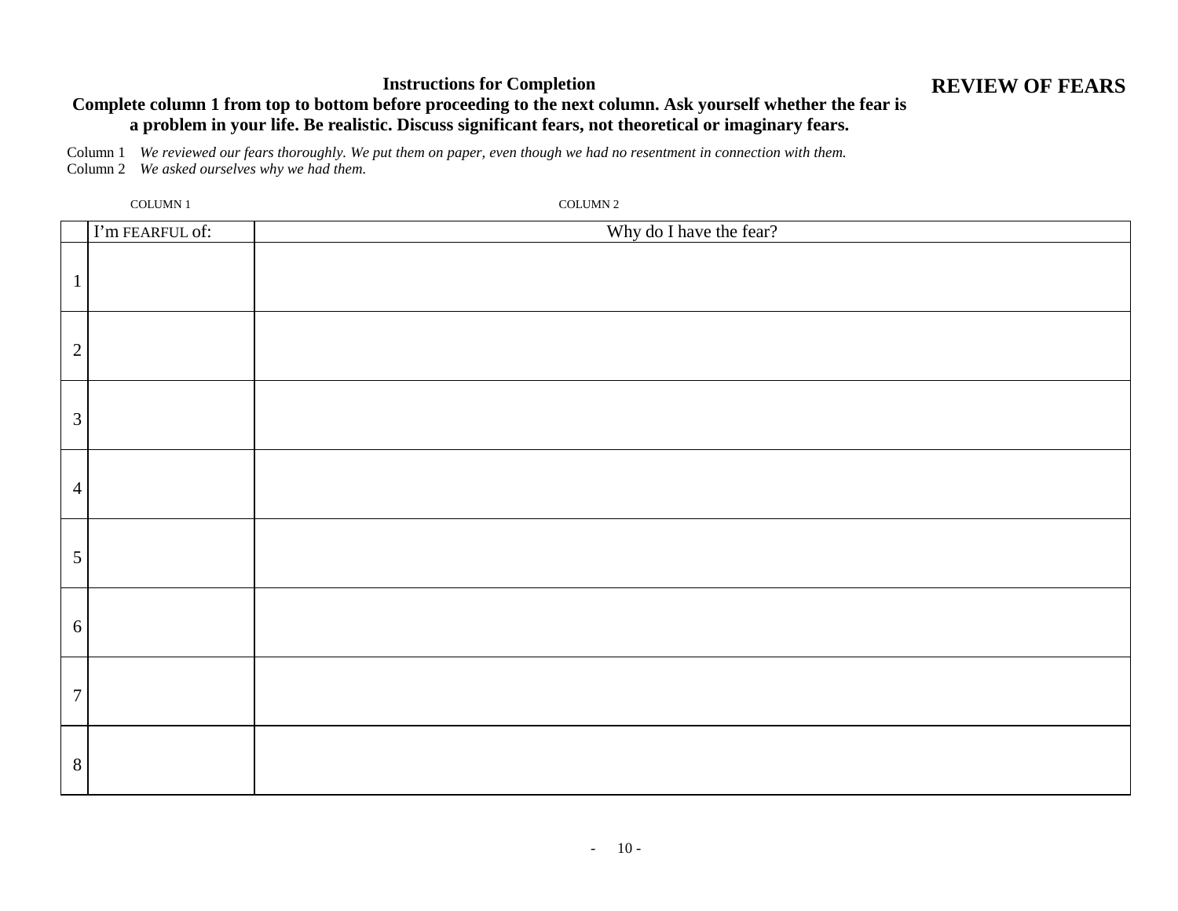## REVIEW OF FEARS

**Instructions for Completion**

**Complete column 1 from top to bottom before proceeding to the next column. Ask yourself whether the fear is a problem in your life. Be realistic. Discuss significant fears, not theoretical or imaginary fears.**

Column 1 *We reviewed our fears thoroughly. We put them on paper, even though we had no resentment in connection with them.*
Column 2 *We asked ourselves why we had them.*

| | COLUMN 1 | COLUMN 2 |
|---|---|---|
| | I'm FEARFUL of: | Why do I have the fear? |
| 1 | | |
| 2 | | |
| 3 | | |
| 4 | | |
| 5 | | |
| 6 | | |
| 7 | | |
| 8 | | |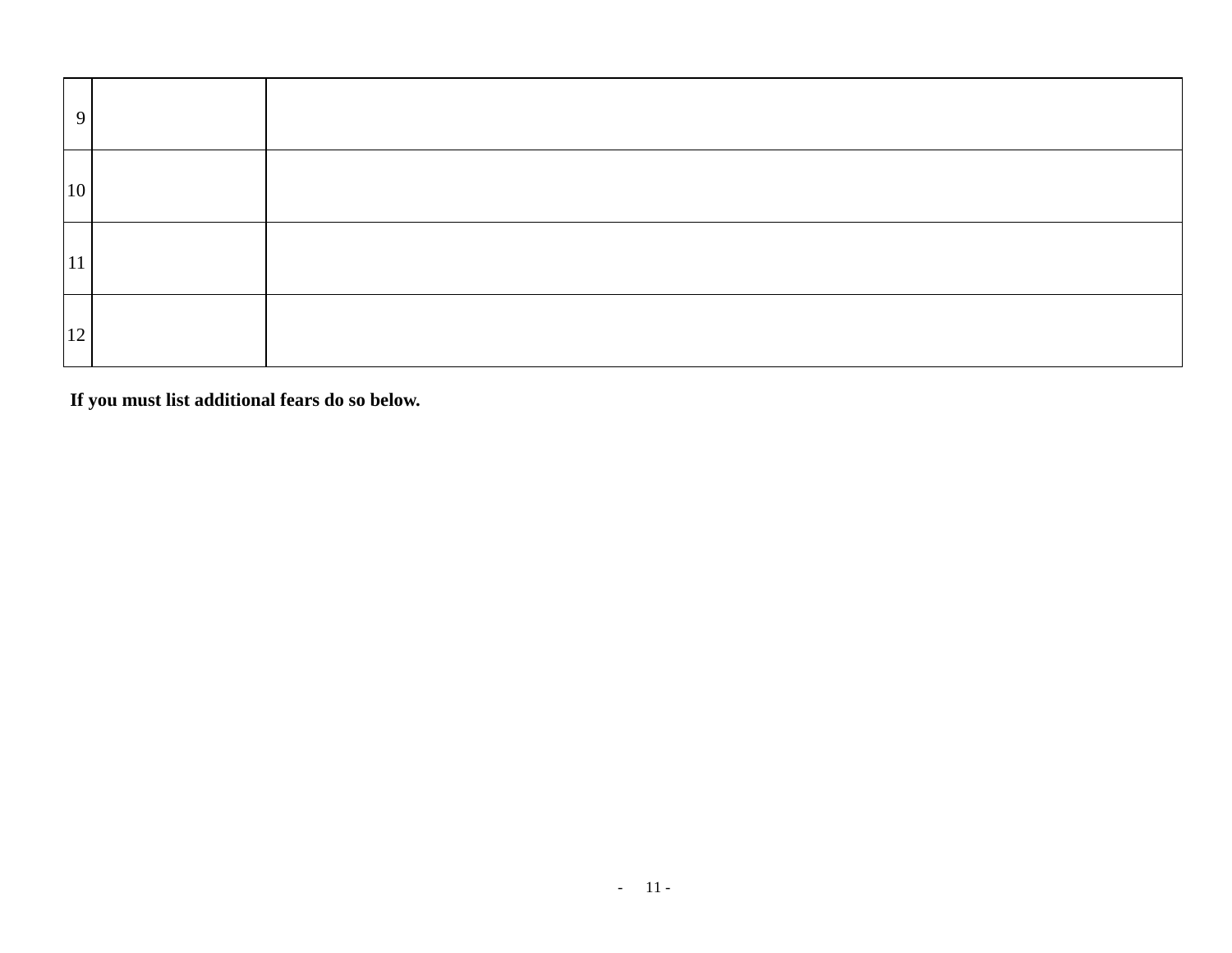| | | |
|---|---|---|
| 9 | | |
| 10 | | |
| 11 | | |
| 12 | | |

**If you must list additional fears do so below.**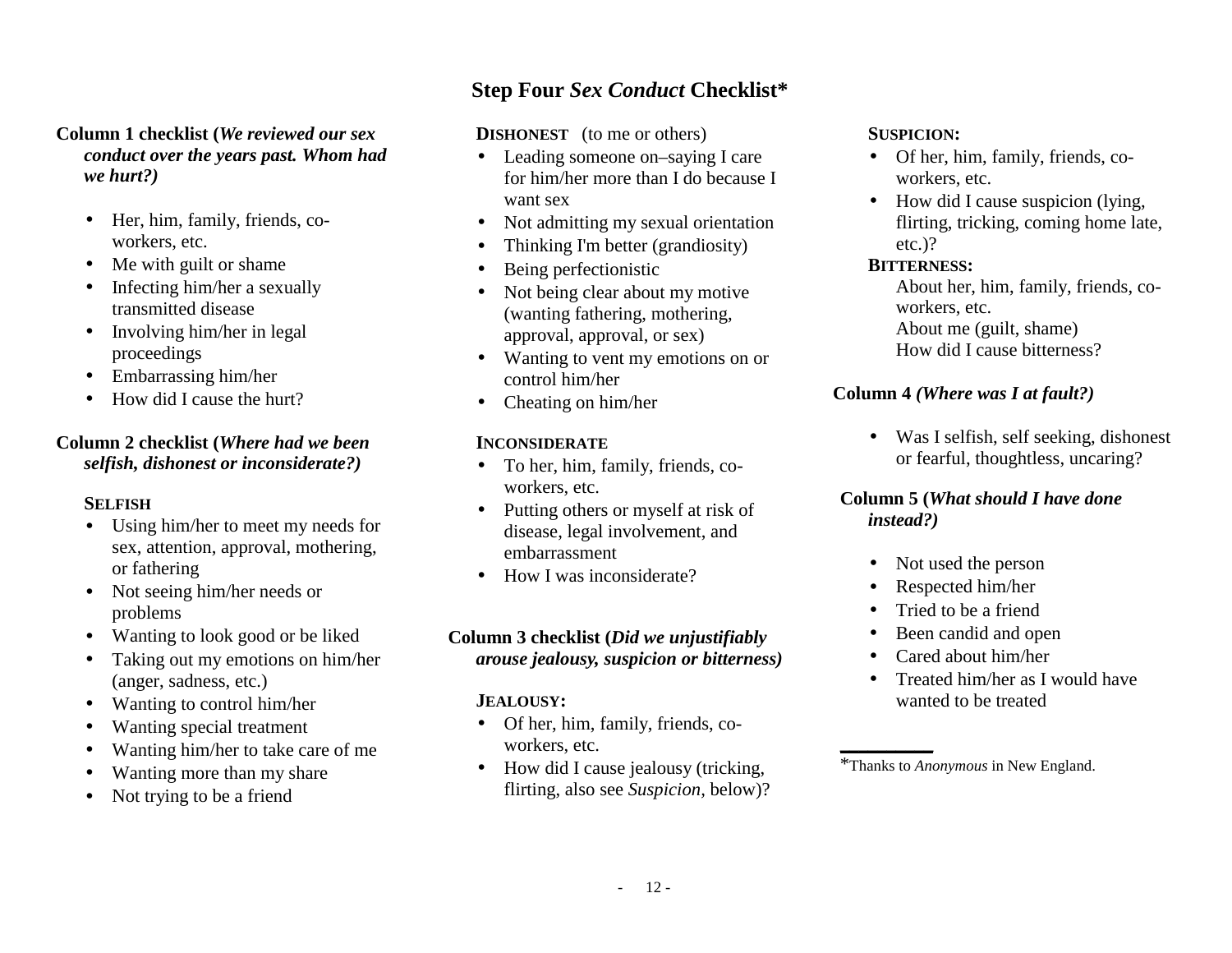# Step Four *Sex Conduct* Checklist*

**Column 1 checklist (*We reviewed our sex conduct over the years past. Whom had we hurt?)***

- Her, him, family, friends, co-workers, etc.
- Me with guilt or shame
- Infecting him/her a sexually transmitted disease
- Involving him/her in legal proceedings
- Embarrassing him/her
- How did I cause the hurt?

**Column 2 checklist (*Where had we been selfish, dishonest or inconsiderate?)***

**SELFISH**

- Using him/her to meet my needs for sex, attention, approval, mothering, or fathering
- Not seeing him/her needs or problems
- Wanting to look good or be liked
- Taking out my emotions on him/her (anger, sadness, etc.)
- Wanting to control him/her
- Wanting special treatment
- Wanting him/her to take care of me
- Wanting more than my share
- Not trying to be a friend

**DISHONEST** (to me or others)

- Leading someone on–saying I care for him/her more than I do because I want sex
- Not admitting my sexual orientation
- Thinking I'm better (grandiosity)
- Being perfectionistic
- Not being clear about my motive (wanting fathering, mothering, approval, approval, or sex)
- Wanting to vent my emotions on or control him/her
- Cheating on him/her

**INCONSIDERATE**

- To her, him, family, friends, co-workers, etc.
- Putting others or myself at risk of disease, legal involvement, and embarrassment
- How I was inconsiderate?

**Column 3 checklist (*Did we unjustifiably arouse jealousy, suspicion or bitterness)***

**JEALOUSY:**

- Of her, him, family, friends, co-workers, etc.
- How did I cause jealousy (tricking, flirting, also see *Suspicion,* below)?

**SUSPICION:**

- Of her, him, family, friends, co-workers, etc.
- How did I cause suspicion (lying, flirting, tricking, coming home late, etc.)?

**BITTERNESS:**

About her, him, family, friends, co-workers, etc.
About me (guilt, shame)
How did I cause bitterness?

**Column 4 *(Where was I at fault?)***

- Was I selfish, self seeking, dishonest or fearful, thoughtless, uncaring?

**Column 5 (*What should I have done instead?)***

- Not used the person
- Respected him/her
- Tried to be a friend
- Been candid and open
- Cared about him/her
- Treated him/her as I would have wanted to be treated

---

*Thanks to *Anonymous* in New England.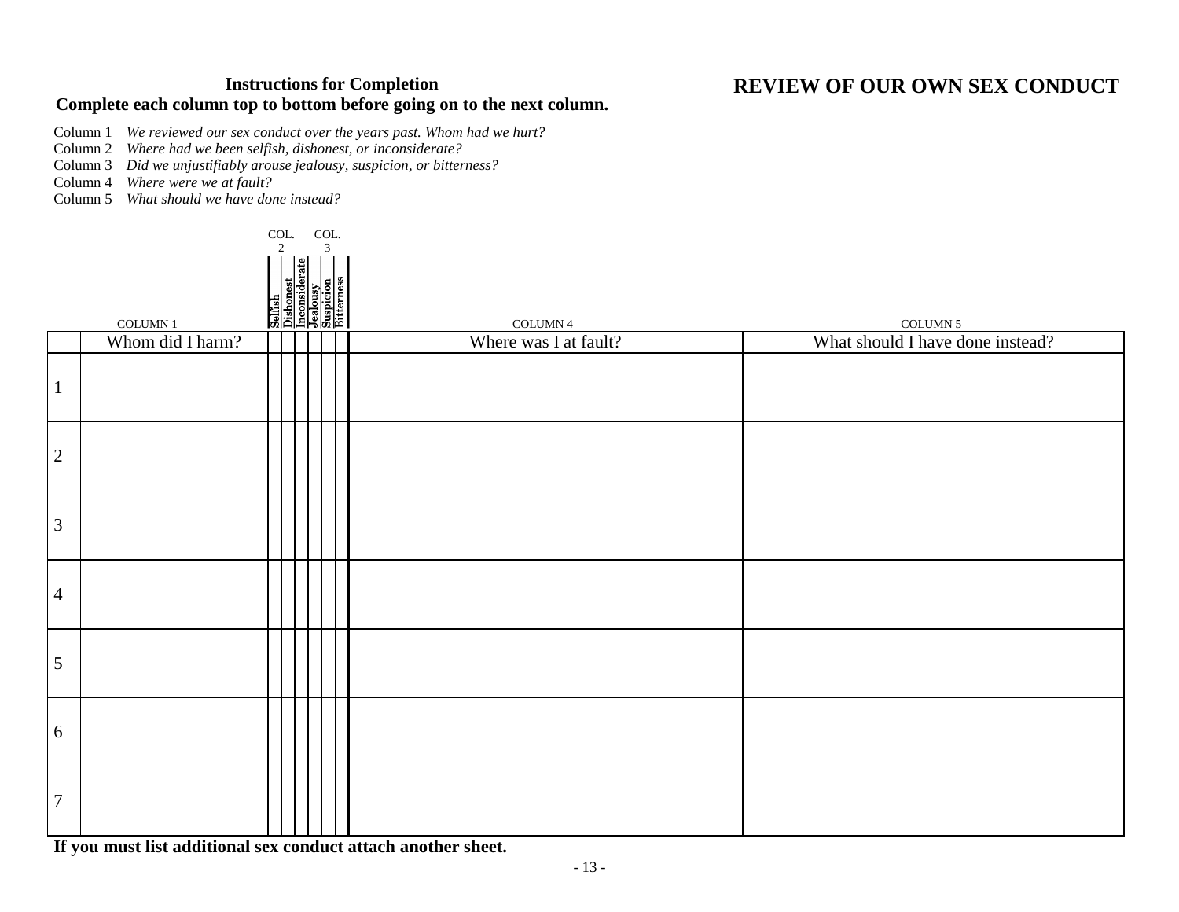## REVIEW OF OUR OWN SEX CONDUCT

**Instructions for Completion**
**Complete each column top to bottom before going on to the next column.**

Column 1 *We reviewed our sex conduct over the years past. Whom had we hurt?*
Column 2 *Where had we been selfish, dishonest, or inconsiderate?*
Column 3 *Did we unjustifiably arouse jealousy, suspicion, or bitterness?*
Column 4 *Where were we at fault?*
Column 5 *What should we have done instead?*

| | COLUMN 1 | COL. 2 | | | COL. 3 | | | COLUMN 4 | COLUMN 5 |
|---|---|---|---|---|---|---|---|---|---|
| | Whom did I harm? | **Selfish** | **Dishonest** | **Inconsiderate** | **Jealousy** | **Suspicion** | **Bitterness** | Where was I at fault? | What should I have done instead? |
| 1 | | | | | | | | | |
| 2 | | | | | | | | | |
| 3 | | | | | | | | | |
| 4 | | | | | | | | | |
| 5 | | | | | | | | | |
| 6 | | | | | | | | | |
| 7 | | | | | | | | | |

**If you must list additional sex conduct attach another sheet.**